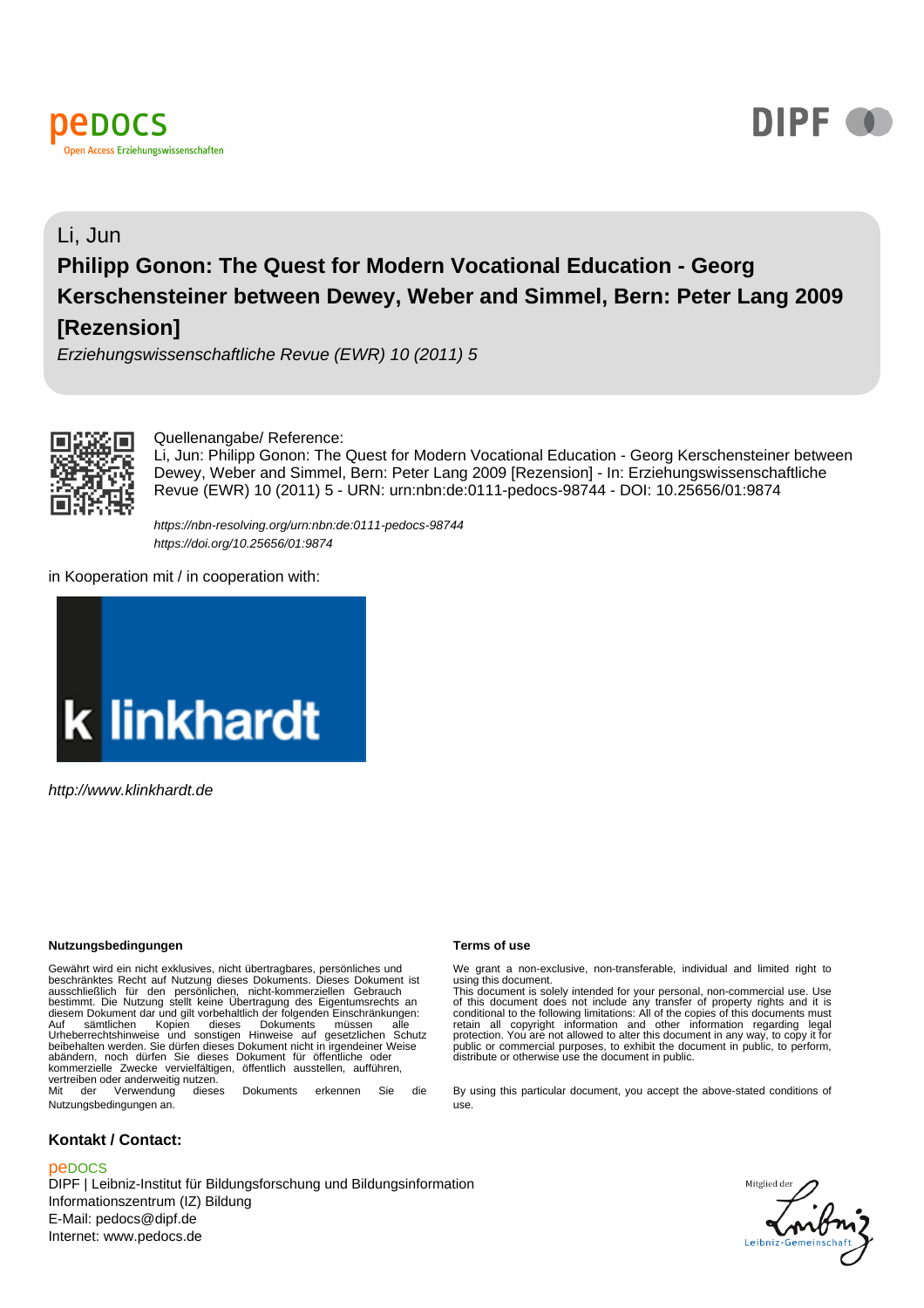Li, Jun

# Philipp Gonon: The Quest for Modern Vocational Education - Georg Kerschensteiner between Dewey, Weber and Simmel, Bern: Peter Lang 2009 [Rezension]

*Erziehungswissenschaftliche Revue (EWR) 10 (2011) 5*

Quellenangabe/ Reference:
Li, Jun: Philipp Gonon: The Quest for Modern Vocational Education - Georg Kerschensteiner between Dewey, Weber and Simmel, Bern: Peter Lang 2009 [Rezension] - In: Erziehungswissenschaftliche Revue (EWR) 10 (2011) 5 - URN: urn:nbn:de:0111-pedocs-98744 - DOI: 10.25656/01:9874

*https://nbn-resolving.org/urn:nbn:de:0111-pedocs-98744*
*https://doi.org/10.25656/01:9874*

in Kooperation mit / in cooperation with:

*http://www.klinkhardt.de*

**Nutzungsbedingungen**

Gewährt wird ein nicht exklusives, nicht übertragbares, persönliches und beschränktes Recht auf Nutzung dieses Dokuments. Dieses Dokument ist ausschließlich für den persönlichen, nicht-kommerziellen Gebrauch bestimmt. Die Nutzung stellt keine Übertragung des Eigentumsrechts an diesem Dokument dar und gilt vorbehaltlich der folgenden Einschränkungen: Auf sämtlichen Kopien dieses Dokuments müssen alle Urheberrechtshinweise und sonstigen Hinweise auf gesetzlichen Schutz beibehalten werden. Sie dürfen dieses Dokument nicht in irgendeiner Weise abändern, noch dürfen Sie dieses Dokument für öffentliche oder kommerzielle Zwecke vervielfältigen, öffentlich ausstellen, aufführen, vertreiben oder anderweitig nutzen.
Mit der Verwendung dieses Dokuments erkennen Sie die Nutzungsbedingungen an.

**Terms of use**

We grant a non-exclusive, non-transferable, individual and limited right to using this document.
This document is solely intended for your personal, non-commercial use. Use of this document does not include any transfer of property rights and it is conditional to the following limitations: All of the copies of this documents must retain all copyright information and other information regarding legal protection. You are not allowed to alter this document in any way, to copy it for public or commercial purposes, to exhibit the document in public, to perform, distribute or otherwise use the document in public.

By using this particular document, you accept the above-stated conditions of use.

**Kontakt / Contact:**

peDOCS
DIPF | Leibniz-Institut für Bildungsforschung und Bildungsinformation
Informationszentrum (IZ) Bildung
E-Mail: pedocs@dipf.de
Internet: www.pedocs.de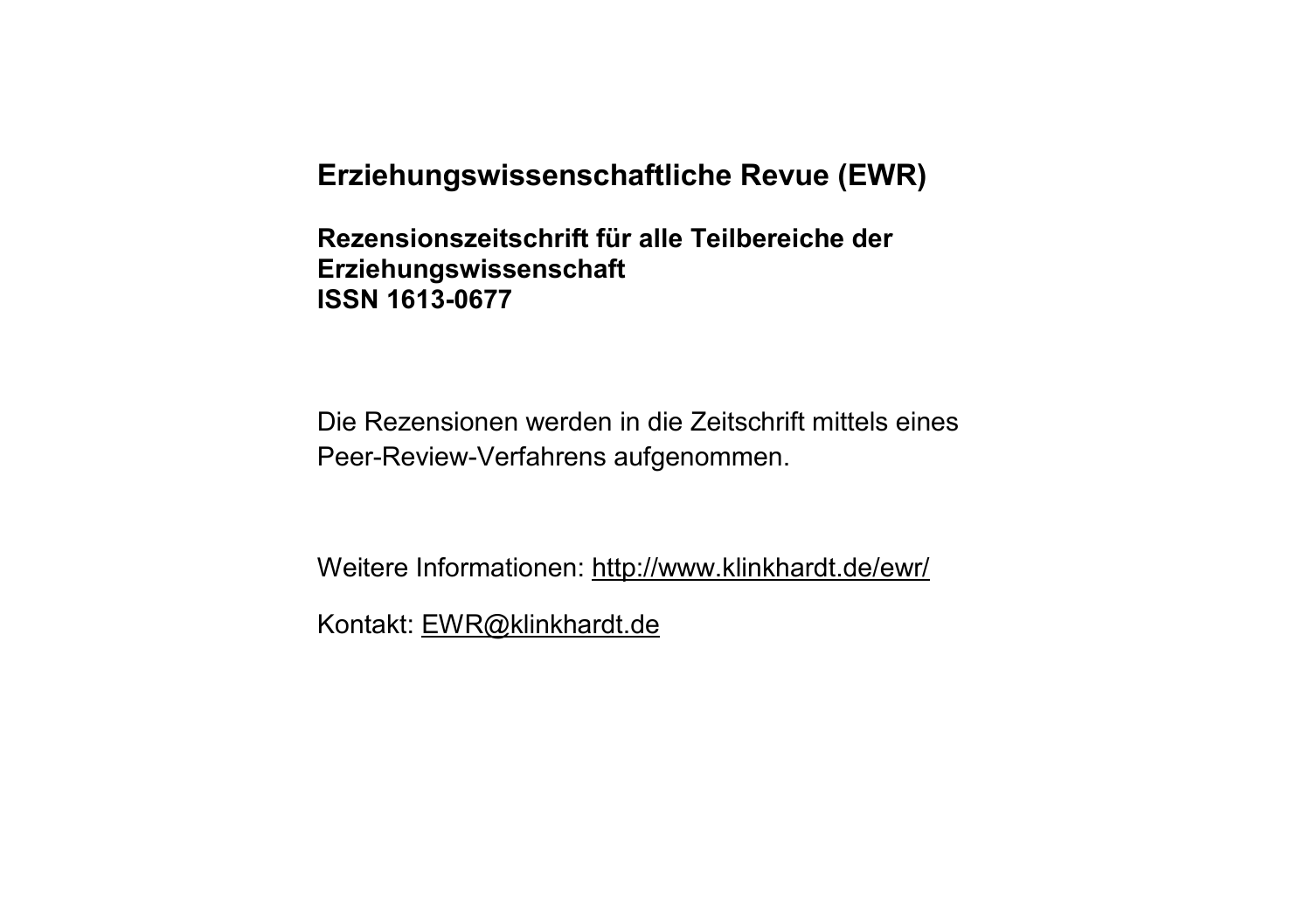## Erziehungswissenschaftliche Revue (EWR)

**Rezensionszeitschrift für alle Teilbereiche der Erziehungswissenschaft**
**ISSN 1613-0677**

Die Rezensionen werden in die Zeitschrift mittels eines Peer-Review-Verfahrens aufgenommen.

Weitere Informationen: http://www.klinkhardt.de/ewr/

Kontakt: EWR@klinkhardt.de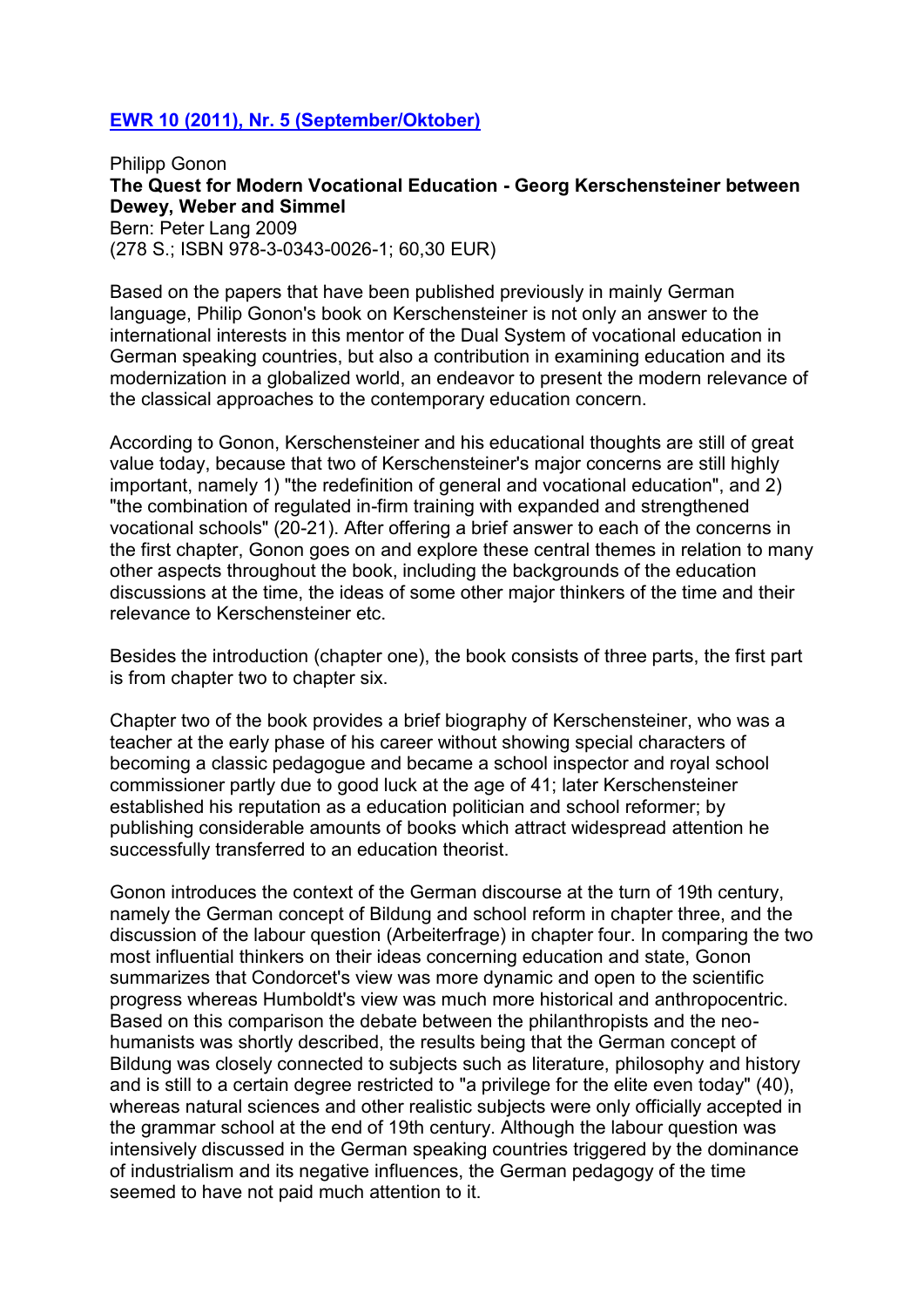**[EWR 10 (2011), Nr. 5 (September/Oktober)](#)**

Philipp Gonon
**The Quest for Modern Vocational Education - Georg Kerschensteiner between Dewey, Weber and Simmel**
Bern: Peter Lang 2009
(278 S.; ISBN 978-3-0343-0026-1; 60,30 EUR)

Based on the papers that have been published previously in mainly German language, Philip Gonon's book on Kerschensteiner is not only an answer to the international interests in this mentor of the Dual System of vocational education in German speaking countries, but also a contribution in examining education and its modernization in a globalized world, an endeavor to present the modern relevance of the classical approaches to the contemporary education concern.

According to Gonon, Kerschensteiner and his educational thoughts are still of great value today, because that two of Kerschensteiner's major concerns are still highly important, namely 1) "the redefinition of general and vocational education", and 2) "the combination of regulated in-firm training with expanded and strengthened vocational schools" (20-21). After offering a brief answer to each of the concerns in the first chapter, Gonon goes on and explore these central themes in relation to many other aspects throughout the book, including the backgrounds of the education discussions at the time, the ideas of some other major thinkers of the time and their relevance to Kerschensteiner etc.

Besides the introduction (chapter one), the book consists of three parts, the first part is from chapter two to chapter six.

Chapter two of the book provides a brief biography of Kerschensteiner, who was a teacher at the early phase of his career without showing special characters of becoming a classic pedagogue and became a school inspector and royal school commissioner partly due to good luck at the age of 41; later Kerschensteiner established his reputation as a education politician and school reformer; by publishing considerable amounts of books which attract widespread attention he successfully transferred to an education theorist.

Gonon introduces the context of the German discourse at the turn of 19th century, namely the German concept of Bildung and school reform in chapter three, and the discussion of the labour question (Arbeiterfrage) in chapter four. In comparing the two most influential thinkers on their ideas concerning education and state, Gonon summarizes that Condorcet's view was more dynamic and open to the scientific progress whereas Humboldt's view was much more historical and anthropocentric. Based on this comparison the debate between the philanthropists and the neo-humanists was shortly described, the results being that the German concept of Bildung was closely connected to subjects such as literature, philosophy and history and is still to a certain degree restricted to "a privilege for the elite even today" (40), whereas natural sciences and other realistic subjects were only officially accepted in the grammar school at the end of 19th century. Although the labour question was intensively discussed in the German speaking countries triggered by the dominance of industrialism and its negative influences, the German pedagogy of the time seemed to have not paid much attention to it.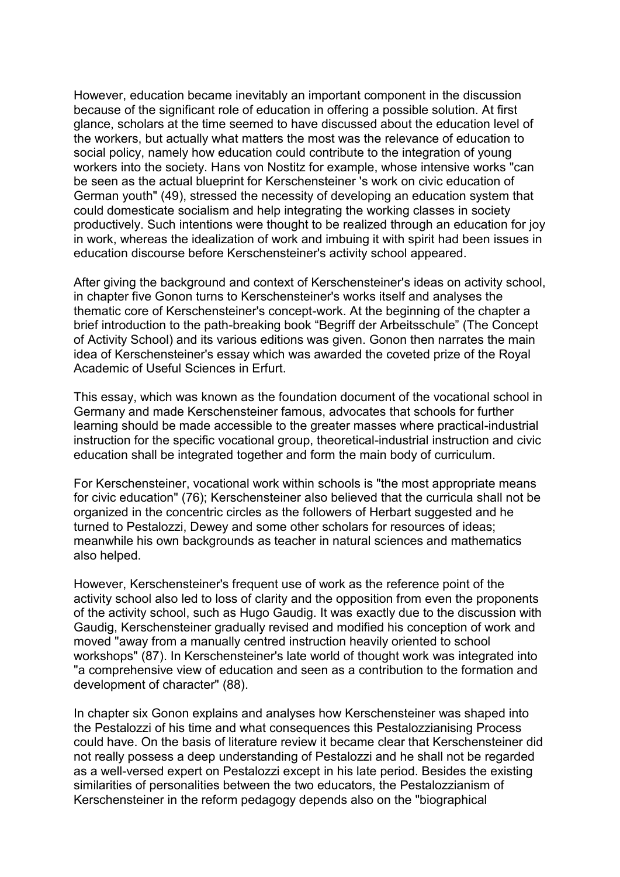However, education became inevitably an important component in the discussion because of the significant role of education in offering a possible solution. At first glance, scholars at the time seemed to have discussed about the education level of the workers, but actually what matters the most was the relevance of education to social policy, namely how education could contribute to the integration of young workers into the society. Hans von Nostitz for example, whose intensive works "can be seen as the actual blueprint for Kerschensteiner 's work on civic education of German youth" (49), stressed the necessity of developing an education system that could domesticate socialism and help integrating the working classes in society productively. Such intentions were thought to be realized through an education for joy in work, whereas the idealization of work and imbuing it with spirit had been issues in education discourse before Kerschensteiner's activity school appeared.

After giving the background and context of Kerschensteiner's ideas on activity school, in chapter five Gonon turns to Kerschensteiner's works itself and analyses the thematic core of Kerschensteiner's concept-work. At the beginning of the chapter a brief introduction to the path-breaking book “Begriff der Arbeitsschule” (The Concept of Activity School) and its various editions was given. Gonon then narrates the main idea of Kerschensteiner's essay which was awarded the coveted prize of the Royal Academic of Useful Sciences in Erfurt.

This essay, which was known as the foundation document of the vocational school in Germany and made Kerschensteiner famous, advocates that schools for further learning should be made accessible to the greater masses where practical-industrial instruction for the specific vocational group, theoretical-industrial instruction and civic education shall be integrated together and form the main body of curriculum.

For Kerschensteiner, vocational work within schools is "the most appropriate means for civic education" (76); Kerschensteiner also believed that the curricula shall not be organized in the concentric circles as the followers of Herbart suggested and he turned to Pestalozzi, Dewey and some other scholars for resources of ideas; meanwhile his own backgrounds as teacher in natural sciences and mathematics also helped.

However, Kerschensteiner's frequent use of work as the reference point of the activity school also led to loss of clarity and the opposition from even the proponents of the activity school, such as Hugo Gaudig. It was exactly due to the discussion with Gaudig, Kerschensteiner gradually revised and modified his conception of work and moved "away from a manually centred instruction heavily oriented to school workshops" (87). In Kerschensteiner's late world of thought work was integrated into "a comprehensive view of education and seen as a contribution to the formation and development of character" (88).

In chapter six Gonon explains and analyses how Kerschensteiner was shaped into the Pestalozzi of his time and what consequences this Pestalozzianising Process could have. On the basis of literature review it became clear that Kerschensteiner did not really possess a deep understanding of Pestalozzi and he shall not be regarded as a well-versed expert on Pestalozzi except in his late period. Besides the existing similarities of personalities between the two educators, the Pestalozzianism of Kerschensteiner in the reform pedagogy depends also on the "biographical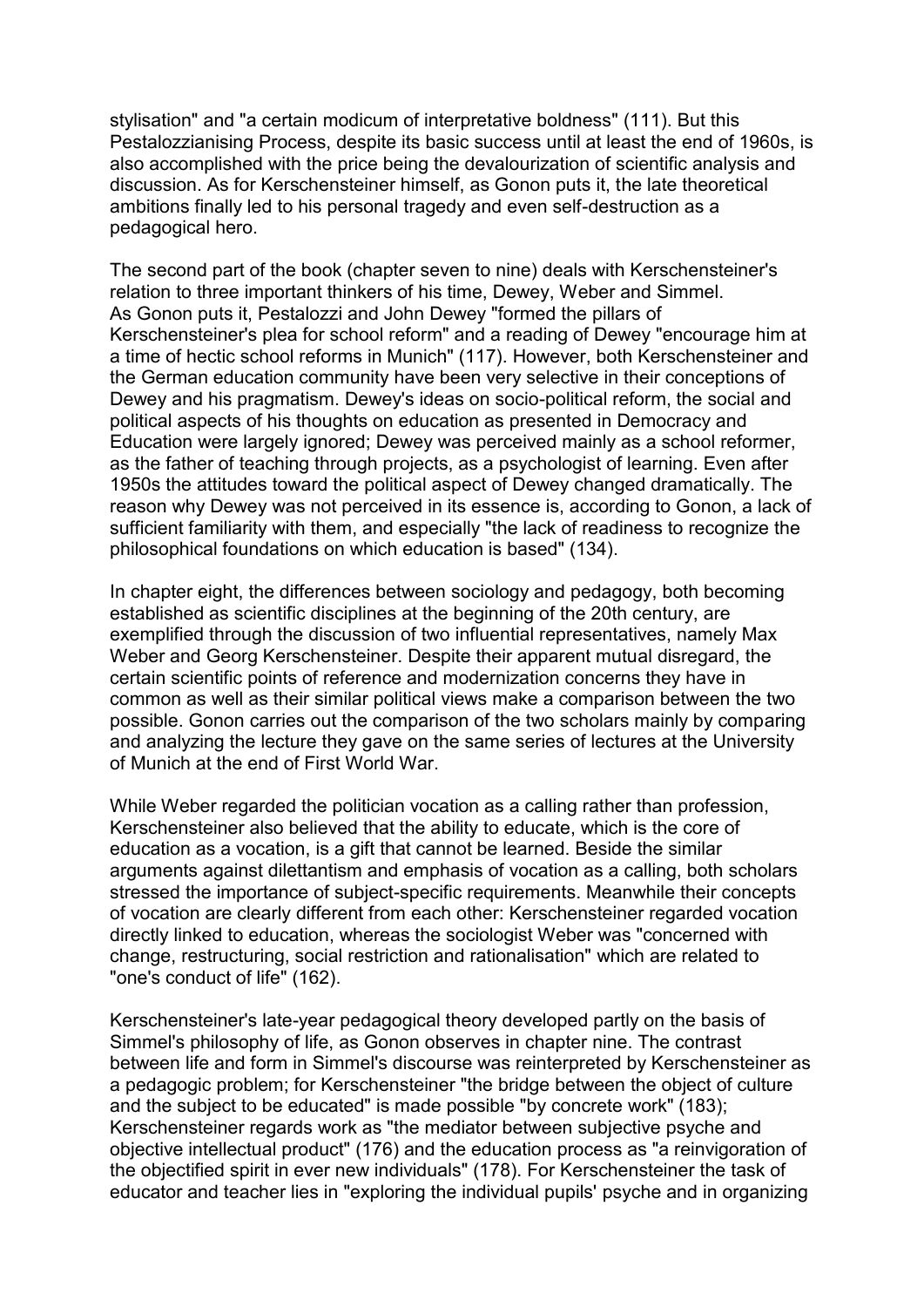stylisation" and "a certain modicum of interpretative boldness" (111). But this Pestalozzianising Process, despite its basic success until at least the end of 1960s, is also accomplished with the price being the devalourization of scientific analysis and discussion. As for Kerschensteiner himself, as Gonon puts it, the late theoretical ambitions finally led to his personal tragedy and even self-destruction as a pedagogical hero.

The second part of the book (chapter seven to nine) deals with Kerschensteiner's relation to three important thinkers of his time, Dewey, Weber and Simmel.
As Gonon puts it, Pestalozzi and John Dewey "formed the pillars of Kerschensteiner's plea for school reform" and a reading of Dewey "encourage him at a time of hectic school reforms in Munich" (117). However, both Kerschensteiner and the German education community have been very selective in their conceptions of Dewey and his pragmatism. Dewey's ideas on socio-political reform, the social and political aspects of his thoughts on education as presented in Democracy and Education were largely ignored; Dewey was perceived mainly as a school reformer, as the father of teaching through projects, as a psychologist of learning. Even after 1950s the attitudes toward the political aspect of Dewey changed dramatically. The reason why Dewey was not perceived in its essence is, according to Gonon, a lack of sufficient familiarity with them, and especially "the lack of readiness to recognize the philosophical foundations on which education is based" (134).

In chapter eight, the differences between sociology and pedagogy, both becoming established as scientific disciplines at the beginning of the 20th century, are exemplified through the discussion of two influential representatives, namely Max Weber and Georg Kerschensteiner. Despite their apparent mutual disregard, the certain scientific points of reference and modernization concerns they have in common as well as their similar political views make a comparison between the two possible. Gonon carries out the comparison of the two scholars mainly by comparing and analyzing the lecture they gave on the same series of lectures at the University of Munich at the end of First World War.

While Weber regarded the politician vocation as a calling rather than profession, Kerschensteiner also believed that the ability to educate, which is the core of education as a vocation, is a gift that cannot be learned. Beside the similar arguments against dilettantism and emphasis of vocation as a calling, both scholars stressed the importance of subject-specific requirements. Meanwhile their concepts of vocation are clearly different from each other: Kerschensteiner regarded vocation directly linked to education, whereas the sociologist Weber was "concerned with change, restructuring, social restriction and rationalisation" which are related to "one's conduct of life" (162).

Kerschensteiner's late-year pedagogical theory developed partly on the basis of Simmel's philosophy of life, as Gonon observes in chapter nine. The contrast between life and form in Simmel's discourse was reinterpreted by Kerschensteiner as a pedagogic problem; for Kerschensteiner "the bridge between the object of culture and the subject to be educated" is made possible "by concrete work" (183); Kerschensteiner regards work as "the mediator between subjective psyche and objective intellectual product" (176) and the education process as "a reinvigoration of the objectified spirit in ever new individuals" (178). For Kerschensteiner the task of educator and teacher lies in "exploring the individual pupils' psyche and in organizing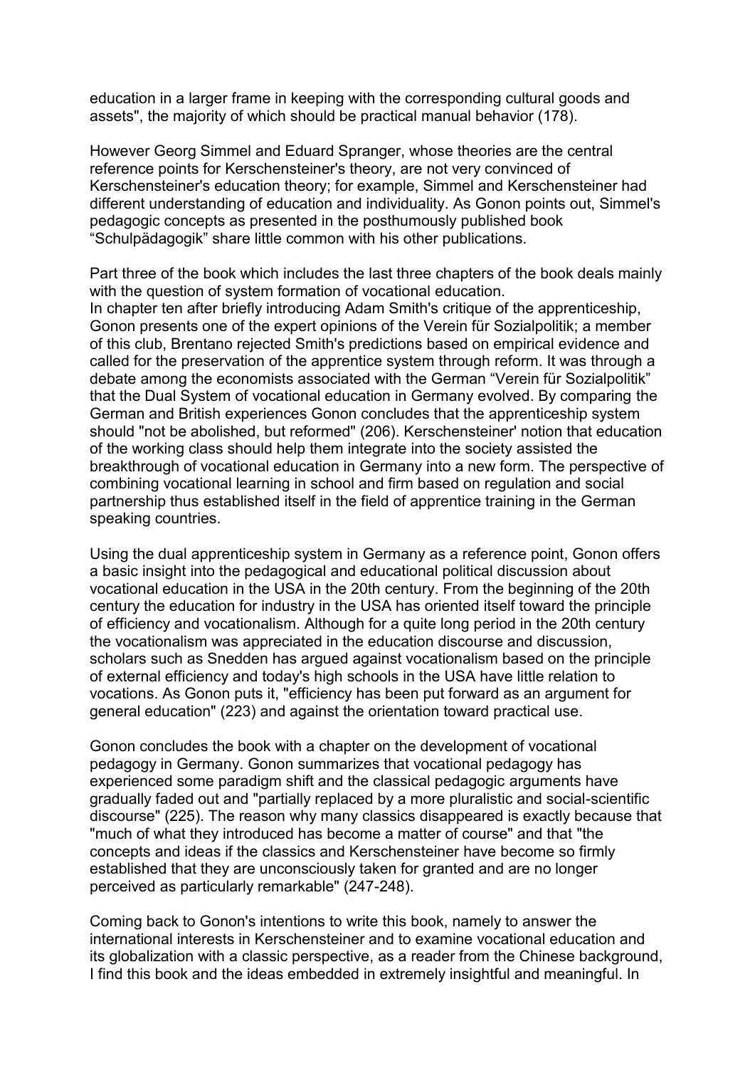education in a larger frame in keeping with the corresponding cultural goods and assets", the majority of which should be practical manual behavior (178).

However Georg Simmel and Eduard Spranger, whose theories are the central reference points for Kerschensteiner's theory, are not very convinced of Kerschensteiner's education theory; for example, Simmel and Kerschensteiner had different understanding of education and individuality. As Gonon points out, Simmel's pedagogic concepts as presented in the posthumously published book "Schulpädagogik" share little common with his other publications.

Part three of the book which includes the last three chapters of the book deals mainly with the question of system formation of vocational education.
In chapter ten after briefly introducing Adam Smith's critique of the apprenticeship, Gonon presents one of the expert opinions of the Verein für Sozialpolitik; a member of this club, Brentano rejected Smith's predictions based on empirical evidence and called for the preservation of the apprentice system through reform. It was through a debate among the economists associated with the German "Verein für Sozialpolitik" that the Dual System of vocational education in Germany evolved. By comparing the German and British experiences Gonon concludes that the apprenticeship system should "not be abolished, but reformed" (206). Kerschensteiner' notion that education of the working class should help them integrate into the society assisted the breakthrough of vocational education in Germany into a new form. The perspective of combining vocational learning in school and firm based on regulation and social partnership thus established itself in the field of apprentice training in the German speaking countries.

Using the dual apprenticeship system in Germany as a reference point, Gonon offers a basic insight into the pedagogical and educational political discussion about vocational education in the USA in the 20th century. From the beginning of the 20th century the education for industry in the USA has oriented itself toward the principle of efficiency and vocationalism. Although for a quite long period in the 20th century the vocationalism was appreciated in the education discourse and discussion, scholars such as Snedden has argued against vocationalism based on the principle of external efficiency and today's high schools in the USA have little relation to vocations. As Gonon puts it, "efficiency has been put forward as an argument for general education" (223) and against the orientation toward practical use.

Gonon concludes the book with a chapter on the development of vocational pedagogy in Germany. Gonon summarizes that vocational pedagogy has experienced some paradigm shift and the classical pedagogic arguments have gradually faded out and "partially replaced by a more pluralistic and social-scientific discourse" (225). The reason why many classics disappeared is exactly because that "much of what they introduced has become a matter of course" and that "the concepts and ideas if the classics and Kerschensteiner have become so firmly established that they are unconsciously taken for granted and are no longer perceived as particularly remarkable" (247-248).

Coming back to Gonon's intentions to write this book, namely to answer the international interests in Kerschensteiner and to examine vocational education and its globalization with a classic perspective, as a reader from the Chinese background, I find this book and the ideas embedded in extremely insightful and meaningful. In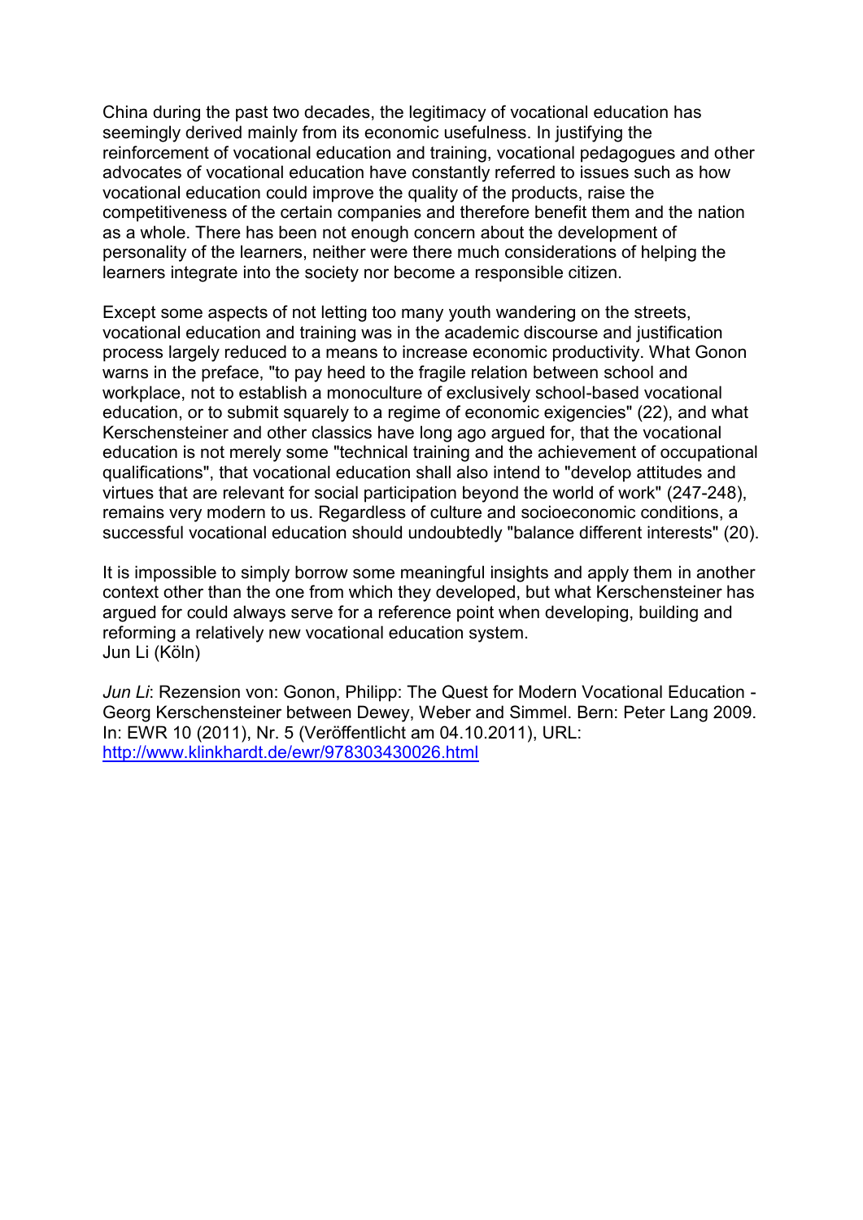China during the past two decades, the legitimacy of vocational education has seemingly derived mainly from its economic usefulness. In justifying the reinforcement of vocational education and training, vocational pedagogues and other advocates of vocational education have constantly referred to issues such as how vocational education could improve the quality of the products, raise the competitiveness of the certain companies and therefore benefit them and the nation as a whole. There has been not enough concern about the development of personality of the learners, neither were there much considerations of helping the learners integrate into the society nor become a responsible citizen.

Except some aspects of not letting too many youth wandering on the streets, vocational education and training was in the academic discourse and justification process largely reduced to a means to increase economic productivity. What Gonon warns in the preface, "to pay heed to the fragile relation between school and workplace, not to establish a monoculture of exclusively school-based vocational education, or to submit squarely to a regime of economic exigencies" (22), and what Kerschensteiner and other classics have long ago argued for, that the vocational education is not merely some "technical training and the achievement of occupational qualifications", that vocational education shall also intend to "develop attitudes and virtues that are relevant for social participation beyond the world of work" (247-248), remains very modern to us. Regardless of culture and socioeconomic conditions, a successful vocational education should undoubtedly "balance different interests" (20).

It is impossible to simply borrow some meaningful insights and apply them in another context other than the one from which they developed, but what Kerschensteiner has argued for could always serve for a reference point when developing, building and reforming a relatively new vocational education system.
Jun Li (Köln)

*Jun Li*: Rezension von: Gonon, Philipp: The Quest for Modern Vocational Education - Georg Kerschensteiner between Dewey, Weber and Simmel. Bern: Peter Lang 2009. In: EWR 10 (2011), Nr. 5 (Veröffentlicht am 04.10.2011), URL: http://www.klinkhardt.de/ewr/978303430026.html